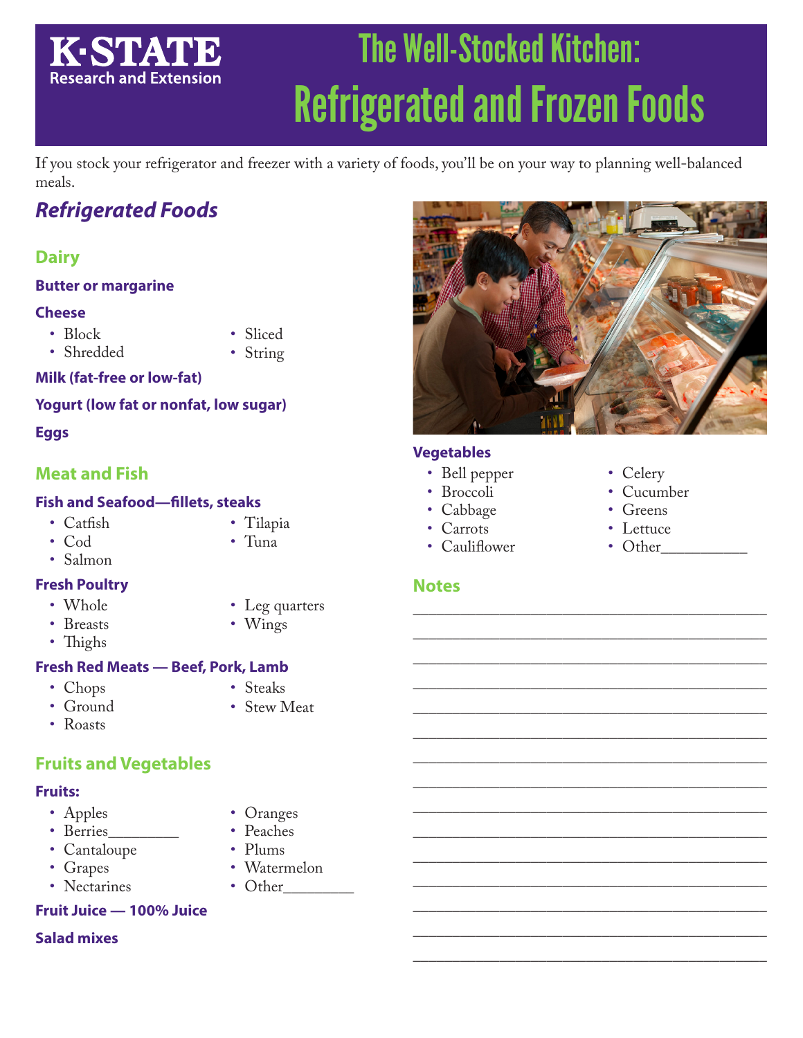K·STATE Research and Extension

# The Well-Stocked Kitchen: Refrigerated and Frozen Foods

If you stock your refrigerator and freezer with a variety of foods, you'll be on your way to planning well-balanced meals.

## Refrigerated Foods

### Dairy

**Butter or margarine**

**Cheese**

- Block
- Shredded
- Sliced
- String

**Milk (fat-free or low-fat)**

**Yogurt (low fat or nonfat, low sugar)**

**Eggs**

### Meat and Fish

**Fish and Seafood—fillets, steaks**

- Catfish
- Cod
- Salmon
- Tilapia
- Tuna

**Fresh Poultry**

- Whole
- Breasts
- Thighs
- Leg quarters
- Wings

**Fresh Red Meats — Beef, Pork, Lamb**

- Chops
- Ground
- Roasts
- Steaks
- Stew Meat

### Fruits and Vegetables

**Fruits:**

- Apples
- Berries________
- Cantaloupe
- Grapes
- Nectarines
- Oranges
- Peaches
- Plums
- Watermelon
- Other________

**Fruit Juice — 100% Juice**

**Salad mixes**

**Vegetables**

- Bell pepper
- Broccoli
- Cabbage
- Carrots
- Cauliflower
- Celery
- Cucumber
- Greens
- Lettuce
- Other__________

### Notes

________________________________________

________________________________________

________________________________________

________________________________________

________________________________________

________________________________________

________________________________________

________________________________________

________________________________________

________________________________________

________________________________________

________________________________________

________________________________________

________________________________________

________________________________________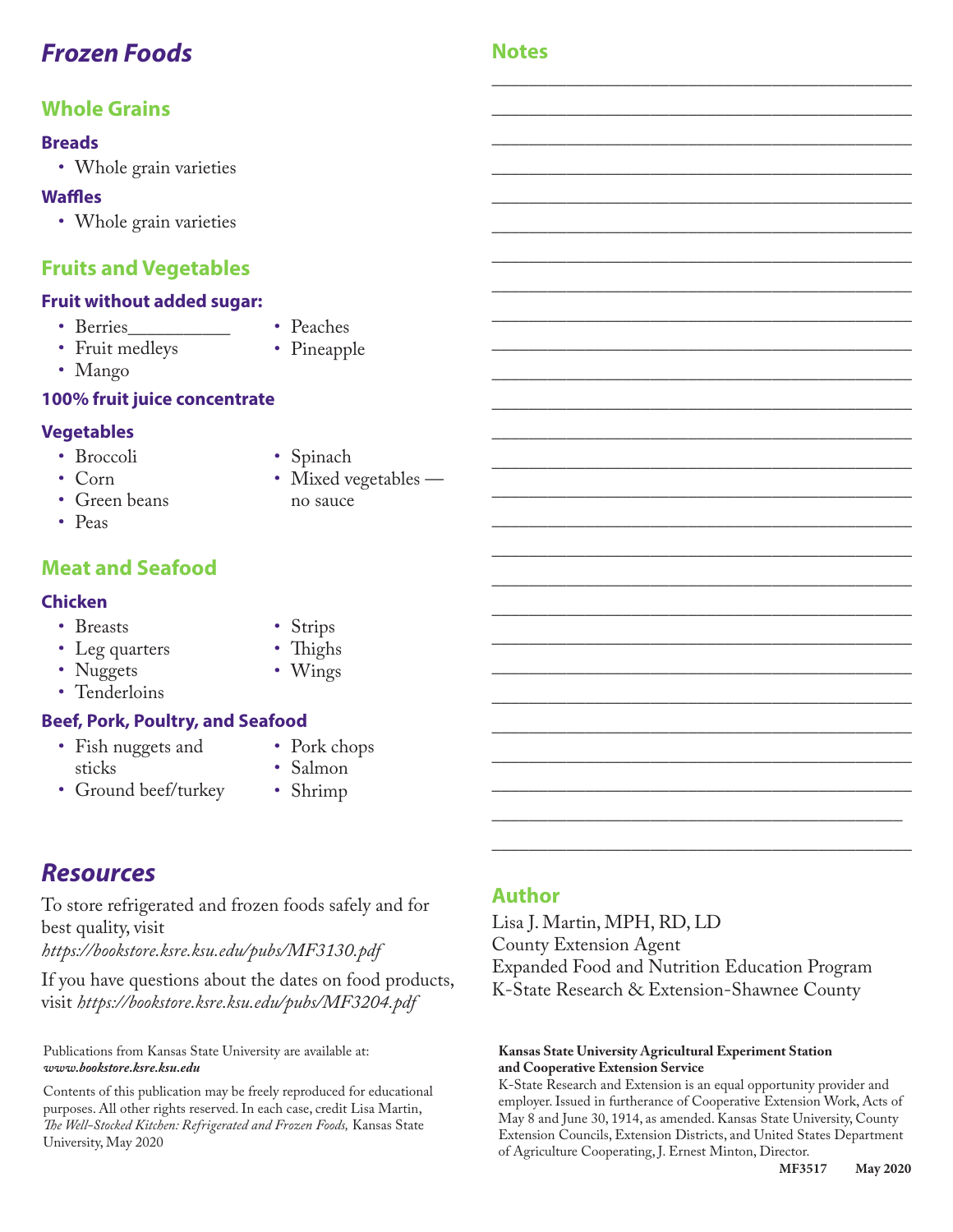# *Frozen Foods*

## Whole Grains

### Breads

- Whole grain varieties

### Waffles

- Whole grain varieties

## Fruits and Vegetables

### Fruit without added sugar:

- Berries___________
- Fruit medleys
- Mango
- Peaches
- Pineapple

### 100% fruit juice concentrate

### Vegetables

- Broccoli
- Corn
- Green beans
- Peas
- Spinach
- Mixed vegetables — no sauce

## Meat and Seafood

### Chicken

- Breasts
- Leg quarters
- Nuggets
- Tenderloins
- Strips
- Thighs
- Wings

### Beef, Pork, Poultry, and Seafood

- Fish nuggets and sticks
- Ground beef/turkey
- Pork chops
- Salmon
- Shrimp

# *Resources*

To store refrigerated and frozen foods safely and for best quality, visit *https://bookstore.ksre.ksu.edu/pubs/MF3130.pdf*

If you have questions about the dates on food products, visit *https://bookstore.ksre.ksu.edu/pubs/MF3204.pdf*

## Notes

_____________________________________________

_____________________________________________

_____________________________________________

_____________________________________________

_____________________________________________

_____________________________________________

_____________________________________________

_____________________________________________

_____________________________________________

_____________________________________________

_____________________________________________

_____________________________________________

_____________________________________________

_____________________________________________

_____________________________________________

_____________________________________________

_____________________________________________

_____________________________________________

_____________________________________________

_____________________________________________

_____________________________________________

_____________________________________________

_____________________________________________

_____________________________________________

_____________________________________________

_____________________________________________

_____________________________________________

## Author

Lisa J. Martin, MPH, RD, LD
County Extension Agent
Expanded Food and Nutrition Education Program
K-State Research & Extension-Shawnee County

Publications from Kansas State University are available at: ***www.bookstore.ksre.ksu.edu***

Contents of this publication may be freely reproduced for educational purposes. All other rights reserved. In each case, credit Lisa Martin, *The Well-Stocked Kitchen: Refrigerated and Frozen Foods,* Kansas State University, May 2020

**Kansas State University Agricultural Experiment Station and Cooperative Extension Service**

K-State Research and Extension is an equal opportunity provider and employer. Issued in furtherance of Cooperative Extension Work, Acts of May 8 and June 30, 1914, as amended. Kansas State University, County Extension Councils, Extension Districts, and United States Department of Agriculture Cooperating, J. Ernest Minton, Director.

**MF3517 May 2020**